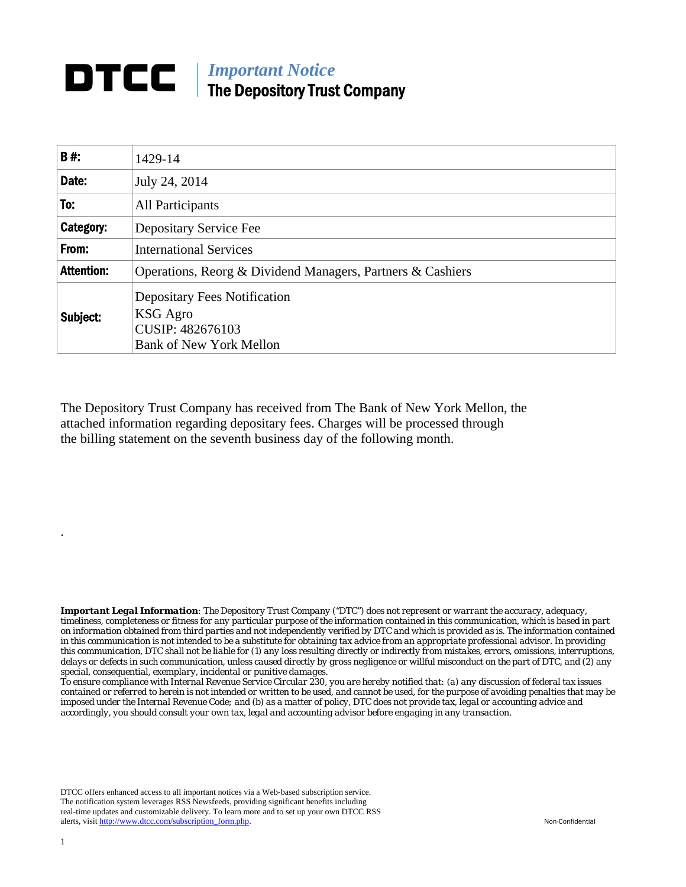# DTCC | *Important Notice*
## The Depository Trust Company

| **B #:** | 1429-14 |
|---|---|
| **Date:** | July 24, 2014 |
| **To:** | All Participants |
| **Category:** | Depositary Service Fee |
| **From:** | International Services |
| **Attention:** | Operations, Reorg & Dividend Managers, Partners & Cashiers |
| **Subject:** | Depositary Fees Notification<br>KSG Agro<br>CUSIP: 482676103<br>Bank of New York Mellon |

The Depository Trust Company has received from The Bank of New York Mellon, the attached information regarding depositary fees. Charges will be processed through the billing statement on the seventh business day of the following month.

.

***Important Legal Information****: The Depository Trust Company ("DTC") does not represent or warrant the accuracy, adequacy, timeliness, completeness or fitness for any particular purpose of the information contained in this communication, which is based in part on information obtained from third parties and not independently verified by DTC and which is provided as is. The information contained in this communication is not intended to be a substitute for obtaining tax advice from an appropriate professional advisor. In providing this communication, DTC shall not be liable for (1) any loss resulting directly or indirectly from mistakes, errors, omissions, interruptions, delays or defects in such communication, unless caused directly by gross negligence or willful misconduct on the part of DTC, and (2) any special, consequential, exemplary, incidental or punitive damages.*

*To ensure compliance with Internal Revenue Service Circular 230, you are hereby notified that: (a) any discussion of federal tax issues contained or referred to herein is not intended or written to be used, and cannot be used, for the purpose of avoiding penalties that may be imposed under the Internal Revenue Code; and (b) as a matter of policy, DTC does not provide tax, legal or accounting advice and accordingly, you should consult your own tax, legal and accounting advisor before engaging in any transaction.*

DTCC offers enhanced access to all important notices via a Web-based subscription service. The notification system leverages RSS Newsfeeds, providing significant benefits including real-time updates and customizable delivery. To learn more and to set up your own DTCC RSS alerts, visit http://www.dtcc.com/subscription_form.php.

Non-Confidential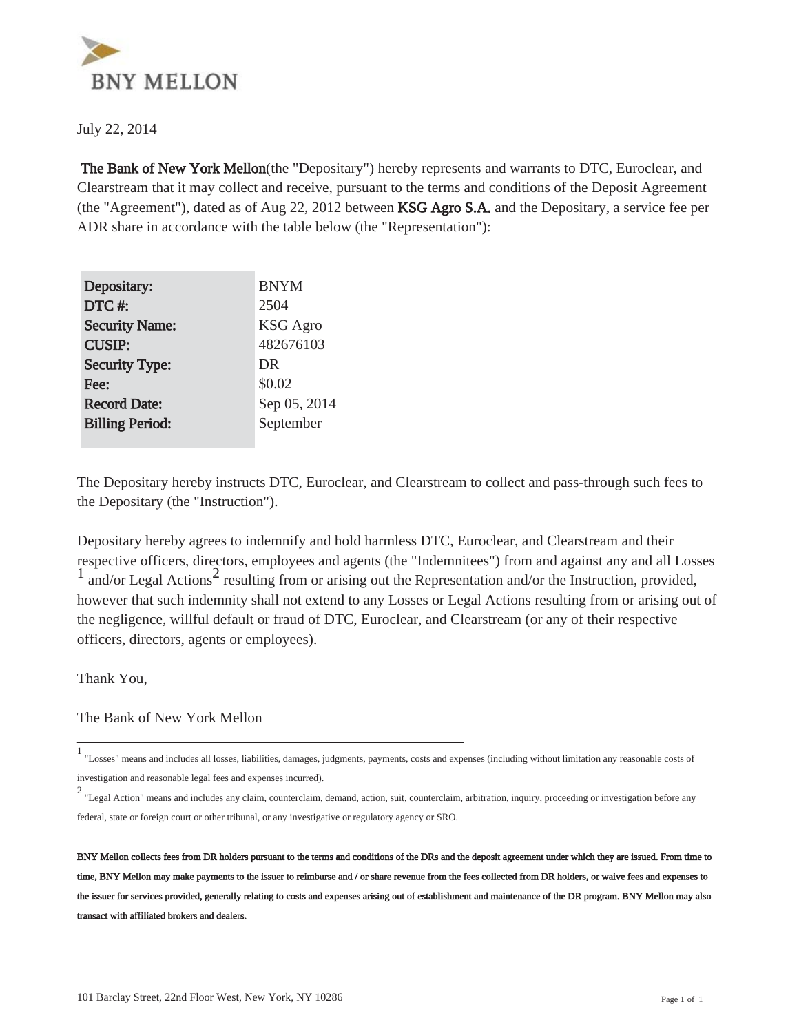**BNY MELLON**

July 22, 2014

**The Bank of New York Mellon**(the "Depositary") hereby represents and warrants to DTC, Euroclear, and Clearstream that it may collect and receive, pursuant to the terms and conditions of the Deposit Agreement (the "Agreement"), dated as of Aug 22, 2012 between **KSG Agro S.A.** and the Depositary, a service fee per ADR share in accordance with the table below (the "Representation"):

| | |
|---|---|
| **Depositary:** | BNYM |
| **DTC #:** | 2504 |
| **Security Name:** | KSG Agro |
| **CUSIP:** | 482676103 |
| **Security Type:** | DR |
| **Fee:** | $0.02 |
| **Record Date:** | Sep 05, 2014 |
| **Billing Period:** | September |

The Depositary hereby instructs DTC, Euroclear, and Clearstream to collect and pass-through such fees to the Depositary (the "Instruction").

Depositary hereby agrees to indemnify and hold harmless DTC, Euroclear, and Clearstream and their respective officers, directors, employees and agents (the "Indemnitees") from and against any and all Losses [1] and/or Legal Actions[2] resulting from or arising out the Representation and/or the Instruction, provided, however that such indemnity shall not extend to any Losses or Legal Actions resulting from or arising out of the negligence, willful default or fraud of DTC, Euroclear, and Clearstream (or any of their respective officers, directors, agents or employees).

Thank You,

The Bank of New York Mellon

---

[1] "Losses" means and includes all losses, liabilities, damages, judgments, payments, costs and expenses (including without limitation any reasonable costs of investigation and reasonable legal fees and expenses incurred).

[2] "Legal Action" means and includes any claim, counterclaim, demand, action, suit, counterclaim, arbitration, inquiry, proceeding or investigation before any federal, state or foreign court or other tribunal, or any investigative or regulatory agency or SRO.

**BNY Mellon collects fees from DR holders pursuant to the terms and conditions of the DRs and the deposit agreement under which they are issued. From time to time, BNY Mellon may make payments to the issuer to reimburse and / or share revenue from the fees collected from DR holders, or waive fees and expenses to the issuer for services provided, generally relating to costs and expenses arising out of establishment and maintenance of the DR program. BNY Mellon may also transact with affiliated brokers and dealers.**

101 Barclay Street, 22nd Floor West, New York, NY 10286